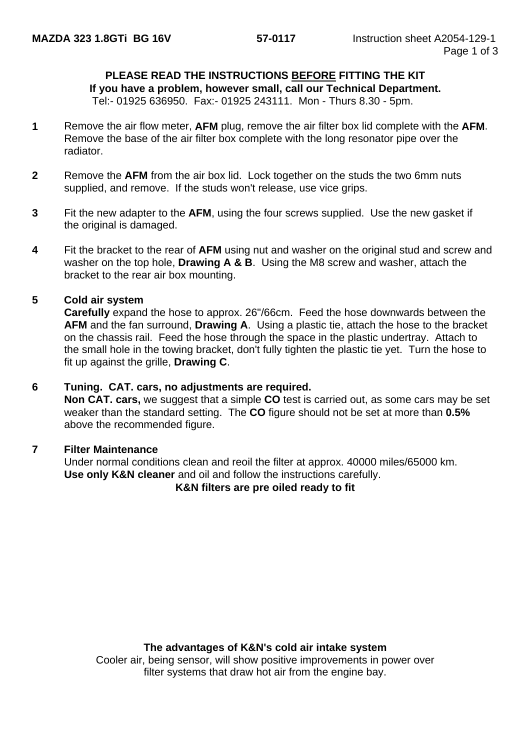**MAZDA 323 1.8GTi BG 16V** **57-0117** Instruction sheet A2054-129-1

**PLEASE READ THE INSTRUCTIONS BEFORE FITTING THE KIT**
**If you have a problem, however small, call our Technical Department.**
Tel:- 01925 636950. Fax:- 01925 243111. Mon - Thurs 8.30 - 5pm.

**1** Remove the air flow meter, **AFM** plug, remove the air filter box lid complete with the **AFM**. Remove the base of the air filter box complete with the long resonator pipe over the radiator.

**2** Remove the **AFM** from the air box lid. Lock together on the studs the two 6mm nuts supplied, and remove. If the studs won't release, use vice grips.

**3** Fit the new adapter to the **AFM**, using the four screws supplied. Use the new gasket if the original is damaged.

**4** Fit the bracket to the rear of **AFM** using nut and washer on the original stud and screw and washer on the top hole, **Drawing A & B**. Using the M8 screw and washer, attach the bracket to the rear air box mounting.

**5** **Cold air system**
**Carefully** expand the hose to approx. 26"/66cm. Feed the hose downwards between the **AFM** and the fan surround, **Drawing A**. Using a plastic tie, attach the hose to the bracket on the chassis rail. Feed the hose through the space in the plastic undertray. Attach to the small hole in the towing bracket, don't fully tighten the plastic tie yet. Turn the hose to fit up against the grille, **Drawing C**.

**6** **Tuning. CAT. cars, no adjustments are required.**
**Non CAT. cars,** we suggest that a simple **CO** test is carried out, as some cars may be set weaker than the standard setting. The **CO** figure should not be set at more than **0.5%** above the recommended figure.

**7** **Filter Maintenance**
Under normal conditions clean and reoil the filter at approx. 40000 miles/65000 km.
**Use only K&N cleaner** and oil and follow the instructions carefully.
**K&N filters are pre oiled ready to fit**

**The advantages of K&N's cold air intake system**
Cooler air, being sensor, will show positive improvements in power over filter systems that draw hot air from the engine bay.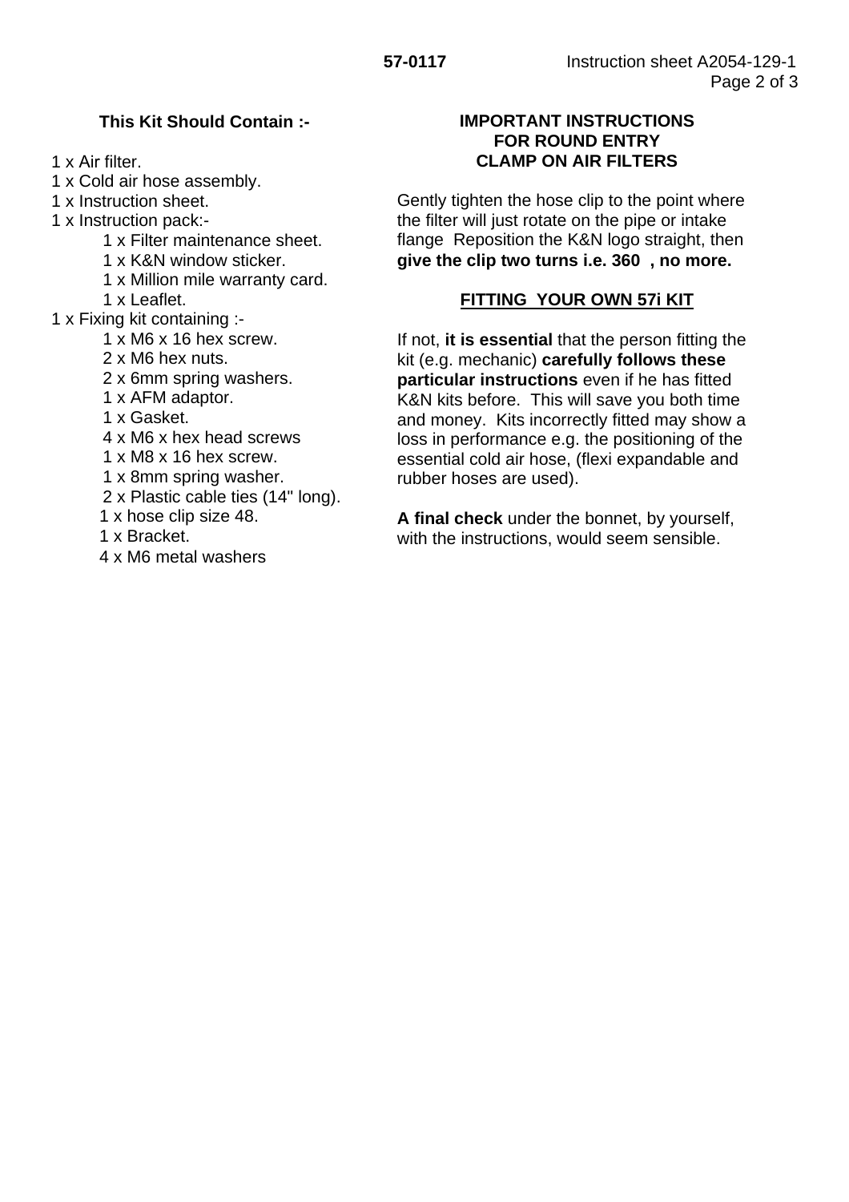**This Kit Should Contain :-**

1 x Air filter.
1 x Cold air hose assembly.
1 x Instruction sheet.
1 x Instruction pack:-

- 1 x Filter maintenance sheet.
- 1 x K&N window sticker.
- 1 x Million mile warranty card.
- 1 x Leaflet.

1 x Fixing kit containing :-

- 1 x M6 x 16 hex screw.
- 2 x M6 hex nuts.
- 2 x 6mm spring washers.
- 1 x AFM adaptor.
- 1 x Gasket.
- 4 x M6 x hex head screws
- 1 x M8 x 16 hex screw.
- 1 x 8mm spring washer.
- 2 x Plastic cable ties (14" long).
- 1 x hose clip size 48.
- 1 x Bracket.
- 4 x M6 metal washers

**IMPORTANT INSTRUCTIONS FOR ROUND ENTRY CLAMP ON AIR FILTERS**

Gently tighten the hose clip to the point where the filter will just rotate on the pipe or intake flange Reposition the K&N logo straight, then **give the clip two turns i.e. 360 , no more.**

**FITTING YOUR OWN 57i KIT**

If not, **it is essential** that the person fitting the kit (e.g. mechanic) **carefully follows these particular instructions** even if he has fitted K&N kits before. This will save you both time and money. Kits incorrectly fitted may show a loss in performance e.g. the positioning of the essential cold air hose, (flexi expandable and rubber hoses are used).

**A final check** under the bonnet, by yourself, with the instructions, would seem sensible.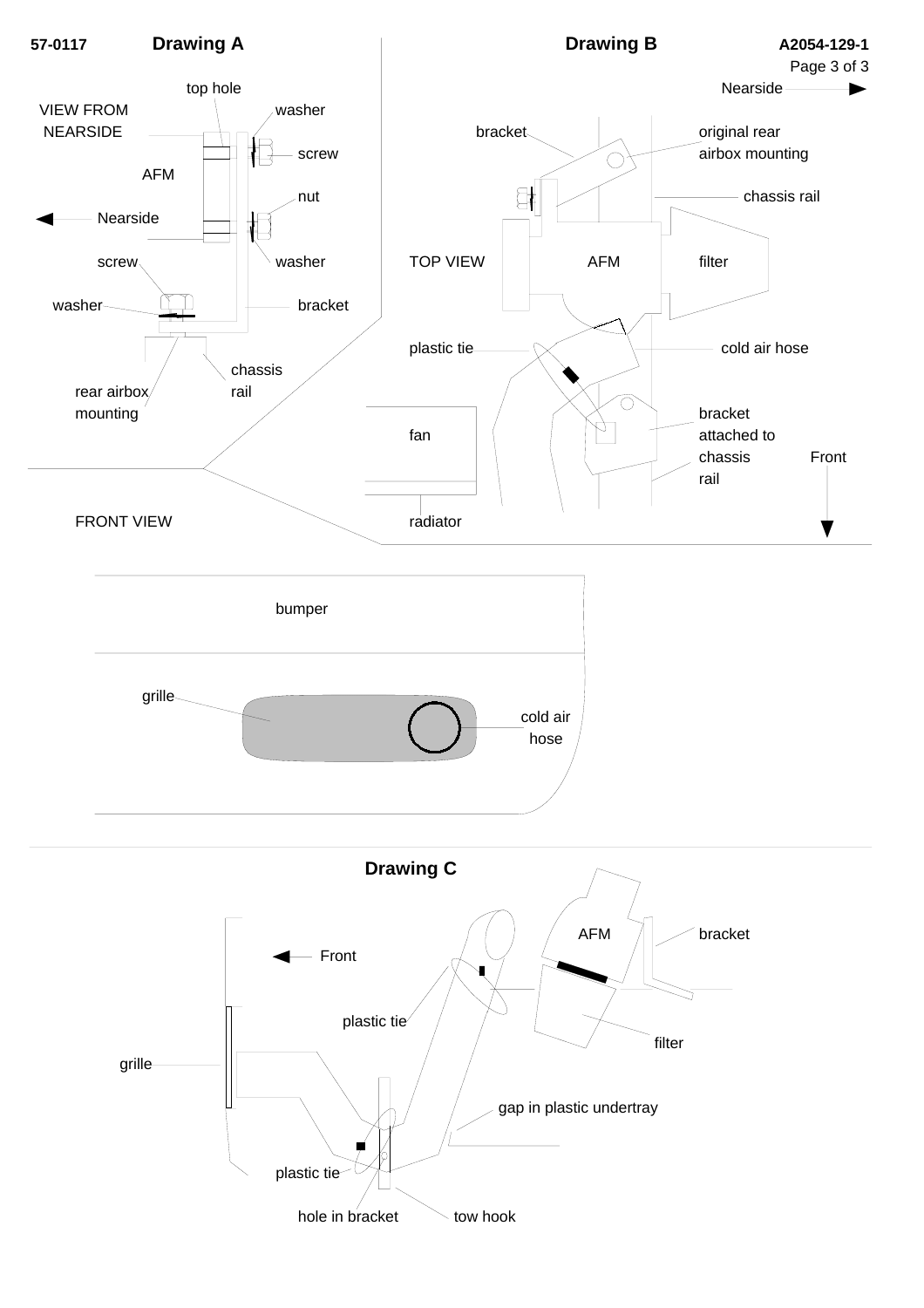57-0117

## Drawing A

VIEW FROM NEARSIDE

top hole

washer

screw

AFM

nut

Nearside

screw

washer

washer

bracket

chassis rail

rear airbox mounting

FRONT VIEW

## Drawing B

A2054-129-1

Nearside

bracket

original rear airbox mounting

chassis rail

TOP VIEW

AFM

filter

plastic tie

cold air hose

bracket attached to chassis rail

fan

Front

radiator

bumper

grille

cold air hose

## Drawing C

AFM

bracket

Front

plastic tie

filter

grille

gap in plastic undertray

plastic tie

hole in bracket

tow hook